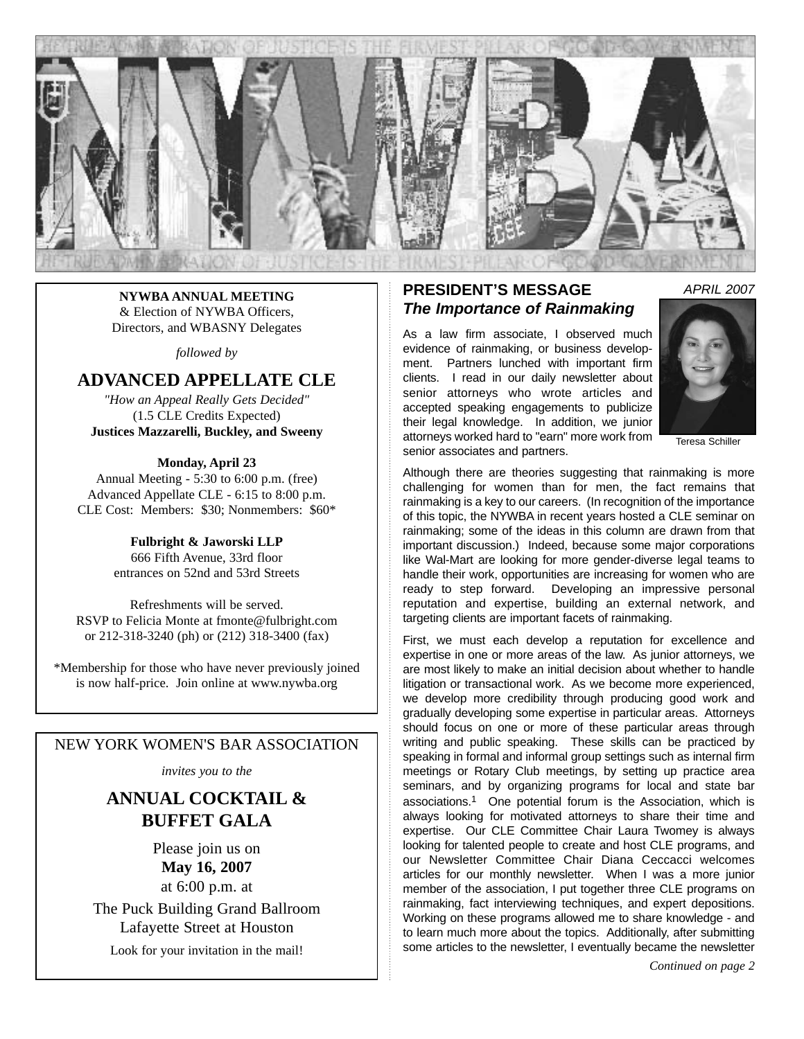# NYWBA

**NYWBA ANNUAL MEETING**
& Election of NYWBA Officers, Directors, and WBASNY Delegates

*followed by*

## ADVANCED APPELLATE CLE

*"How an Appeal Really Gets Decided"*
(1.5 CLE Credits Expected)
**Justices Mazzarelli, Buckley, and Sweeny**

**Monday, April 23**
Annual Meeting - 5:30 to 6:00 p.m. (free)
Advanced Appellate CLE - 6:15 to 8:00 p.m.
CLE Cost: Members: $30; Nonmembers: $60*

**Fulbright & Jaworski LLP**
666 Fifth Avenue, 33rd floor
entrances on 52nd and 53rd Streets

Refreshments will be served.
RSVP to Felicia Monte at fmonte@fulbright.com or 212-318-3240 (ph) or (212) 318-3400 (fax)

*Membership for those who have never previously joined is now half-price. Join online at www.nywba.org

---

NEW YORK WOMEN'S BAR ASSOCIATION

*invites you to the*

## ANNUAL COCKTAIL & BUFFET GALA

Please join us on
**May 16, 2007**
at 6:00 p.m. at

The Puck Building Grand Ballroom
Lafayette Street at Houston

Look for your invitation in the mail!

---

## PRESIDENT'S MESSAGE

*APRIL 2007*

### *The Importance of Rainmaking*

Teresa Schiller

As a law firm associate, I observed much evidence of rainmaking, or business development. Partners lunched with important firm clients. I read in our daily newsletter about senior attorneys who wrote articles and accepted speaking engagements to publicize their legal knowledge. In addition, we junior attorneys worked hard to "earn" more work from senior associates and partners.

Although there are theories suggesting that rainmaking is more challenging for women than for men, the fact remains that rainmaking is a key to our careers. (In recognition of the importance of this topic, the NYWBA in recent years hosted a CLE seminar on rainmaking; some of the ideas in this column are drawn from that important discussion.) Indeed, because some major corporations like Wal-Mart are looking for more gender-diverse legal teams to handle their work, opportunities are increasing for women who are ready to step forward. Developing an impressive personal reputation and expertise, building an external network, and targeting clients are important facets of rainmaking.

First, we must each develop a reputation for excellence and expertise in one or more areas of the law. As junior attorneys, we are most likely to make an initial decision about whether to handle litigation or transactional work. As we become more experienced, we develop more credibility through producing good work and gradually developing some expertise in particular areas. Attorneys should focus on one or more of these particular areas through writing and public speaking. These skills can be practiced by speaking in formal and informal group settings such as internal firm meetings or Rotary Club meetings, by setting up practice area seminars, and by organizing programs for local and state bar associations.[1] One potential forum is the Association, which is always looking for motivated attorneys to share their time and expertise. Our CLE Committee Chair Laura Twomey is always looking for talented people to create and host CLE programs, and our Newsletter Committee Chair Diana Ceccacci welcomes articles for our monthly newsletter. When I was a more junior member of the association, I put together three CLE programs on rainmaking, fact interviewing techniques, and expert depositions. Working on these programs allowed me to share knowledge - and to learn much more about the topics. Additionally, after submitting some articles to the newsletter, I eventually became the newsletter

*Continued on page 2*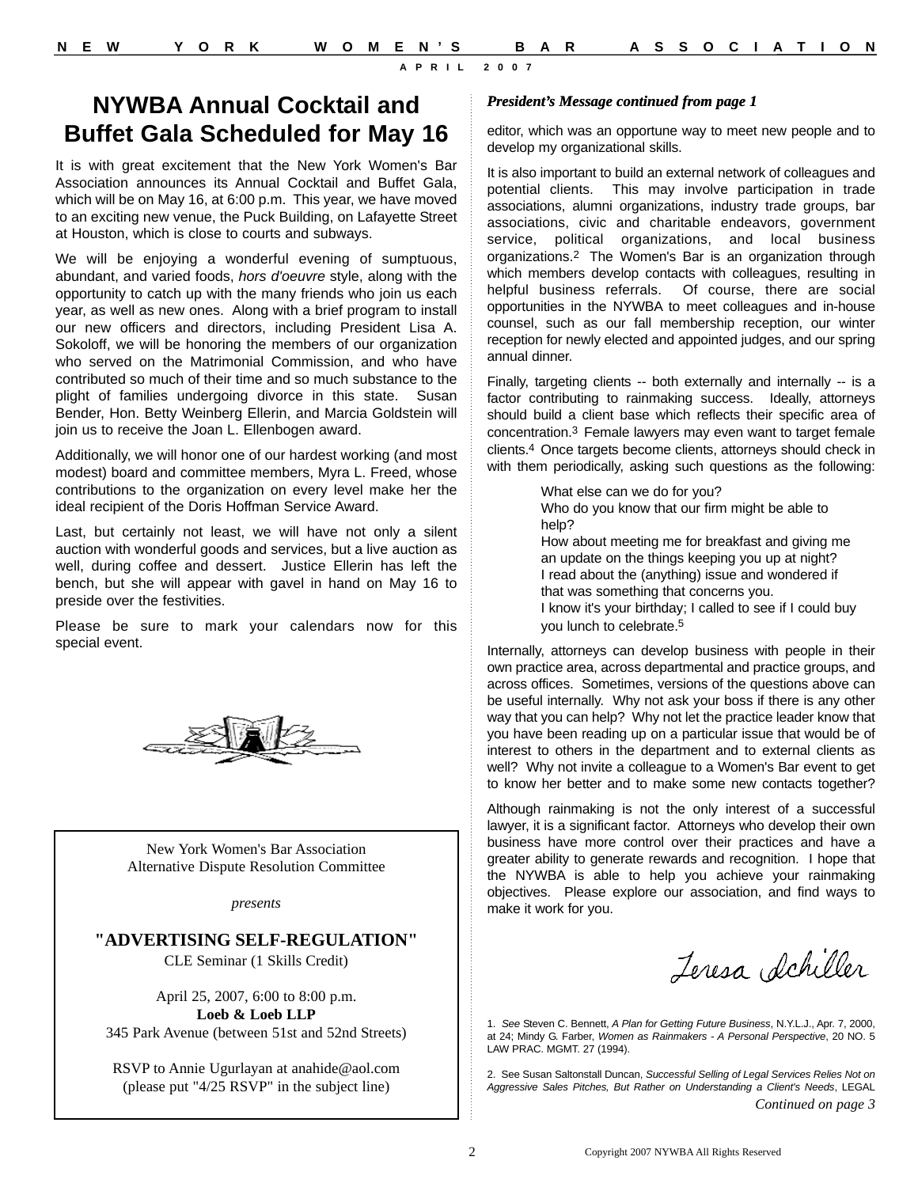# NYWBA Annual Cocktail and Buffet Gala Scheduled for May 16

It is with great excitement that the New York Women's Bar Association announces its Annual Cocktail and Buffet Gala, which will be on May 16, at 6:00 p.m. This year, we have moved to an exciting new venue, the Puck Building, on Lafayette Street at Houston, which is close to courts and subways.

We will be enjoying a wonderful evening of sumptuous, abundant, and varied foods, *hors d'oeuvre* style, along with the opportunity to catch up with the many friends who join us each year, as well as new ones. Along with a brief program to install our new officers and directors, including President Lisa A. Sokoloff, we will be honoring the members of our organization who served on the Matrimonial Commission, and who have contributed so much of their time and so much substance to the plight of families undergoing divorce in this state. Susan Bender, Hon. Betty Weinberg Ellerin, and Marcia Goldstein will join us to receive the Joan L. Ellenbogen award.

Additionally, we will honor one of our hardest working (and most modest) board and committee members, Myra L. Freed, whose contributions to the organization on every level make her the ideal recipient of the Doris Hoffman Service Award.

Last, but certainly not least, we will have not only a silent auction with wonderful goods and services, but a live auction as well, during coffee and dessert. Justice Ellerin has left the bench, but she will appear with gavel in hand on May 16 to preside over the festivities.

Please be sure to mark your calendars now for this special event.

---

New York Women's Bar Association
Alternative Dispute Resolution Committee

*presents*

**"ADVERTISING SELF-REGULATION"**
CLE Seminar (1 Skills Credit)

April 25, 2007, 6:00 to 8:00 p.m.
**Loeb & Loeb LLP**
345 Park Avenue (between 51st and 52nd Streets)

RSVP to Annie Ugurlayan at anahide@aol.com
(please put "4/25 RSVP" in the subject line)

---

***President's Message continued from page 1***

editor, which was an opportune way to meet new people and to develop my organizational skills.

It is also important to build an external network of colleagues and potential clients. This may involve participation in trade associations, alumni organizations, industry trade groups, bar associations, civic and charitable endeavors, government service, political organizations, and local business organizations.[2] The Women's Bar is an organization through which members develop contacts with colleagues, resulting in helpful business referrals. Of course, there are social opportunities in the NYWBA to meet colleagues and in-house counsel, such as our fall membership reception, our winter reception for newly elected and appointed judges, and our spring annual dinner.

Finally, targeting clients -- both externally and internally -- is a factor contributing to rainmaking success. Ideally, attorneys should build a client base which reflects their specific area of concentration.[3] Female lawyers may even want to target female clients.[4] Once targets become clients, attorneys should check in with them periodically, asking such questions as the following:

> What else can we do for you?
> Who do you know that our firm might be able to help?
> How about meeting me for breakfast and giving me an update on the things keeping you up at night?
> I read about the (anything) issue and wondered if that was something that concerns you.
> I know it's your birthday; I called to see if I could buy you lunch to celebrate.[5]

Internally, attorneys can develop business with people in their own practice area, across departmental and practice groups, and across offices. Sometimes, versions of the questions above can be useful internally. Why not ask your boss if there is any other way that you can help? Why not let the practice leader know that you have been reading up on a particular issue that would be of interest to others in the department and to external clients as well? Why not invite a colleague to a Women's Bar event to get to know her better and to make some new contacts together?

Although rainmaking is not the only interest of a successful lawyer, it is a significant factor. Attorneys who develop their own business have more control over their practices and have a greater ability to generate rewards and recognition. I hope that the NYWBA is able to help you achieve your rainmaking objectives. Please explore our association, and find ways to make it work for you.

*Teresa Schiller*

1. *See* Steven C. Bennett, *A Plan for Getting Future Business*, N.Y.L.J., Apr. 7, 2000, at 24; Mindy G. Farber, *Women as Rainmakers - A Personal Perspective*, 20 NO. 5 LAW PRAC. MGMT. 27 (1994).

2. See Susan Saltonstall Duncan, *Successful Selling of Legal Services Relies Not on Aggressive Sales Pitches, But Rather on Understanding a Client's Needs*, LEGAL

*Continued on page 3*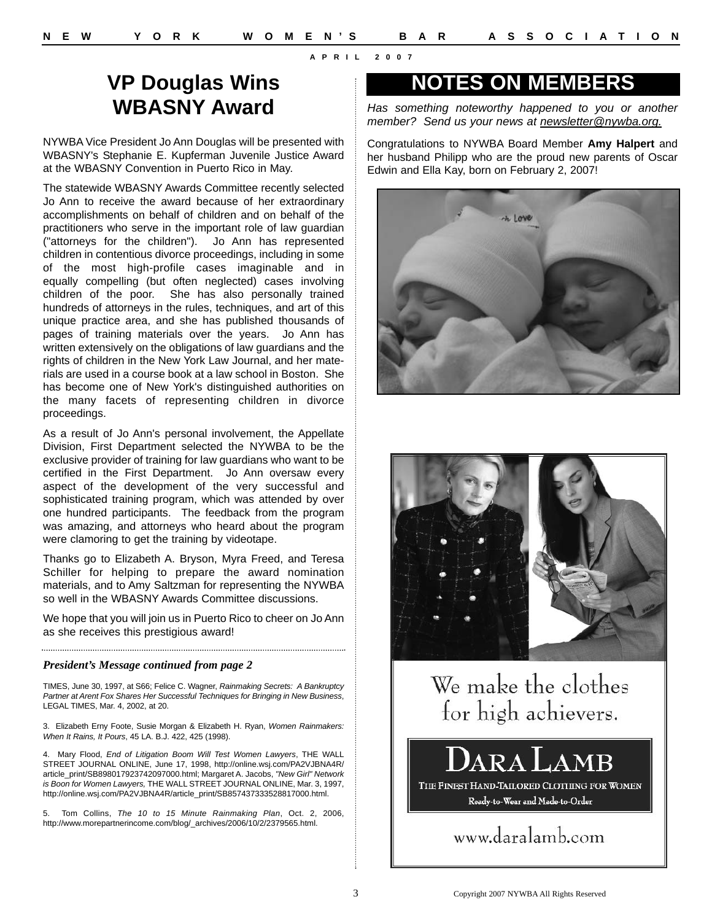# VP Douglas Wins WBASNY Award

NYWBA Vice President Jo Ann Douglas will be presented with WBASNY's Stephanie E. Kupferman Juvenile Justice Award at the WBASNY Convention in Puerto Rico in May.

The statewide WBASNY Awards Committee recently selected Jo Ann to receive the award because of her extraordinary accomplishments on behalf of children and on behalf of the practitioners who serve in the important role of law guardian ("attorneys for the children"). Jo Ann has represented children in contentious divorce proceedings, including in some of the most high-profile cases imaginable and in equally compelling (but often neglected) cases involving children of the poor. She has also personally trained hundreds of attorneys in the rules, techniques, and art of this unique practice area, and she has published thousands of pages of training materials over the years. Jo Ann has written extensively on the obligations of law guardians and the rights of children in the New York Law Journal, and her materials are used in a course book at a law school in Boston. She has become one of New York's distinguished authorities on the many facets of representing children in divorce proceedings.

As a result of Jo Ann's personal involvement, the Appellate Division, First Department selected the NYWBA to be the exclusive provider of training for law guardians who want to be certified in the First Department. Jo Ann oversaw every aspect of the development of the very successful and sophisticated training program, which was attended by over one hundred participants. The feedback from the program was amazing, and attorneys who heard about the program were clamoring to get the training by videotape.

Thanks go to Elizabeth A. Bryson, Myra Freed, and Teresa Schiller for helping to prepare the award nomination materials, and to Amy Saltzman for representing the NYWBA so well in the WBASNY Awards Committee discussions.

We hope that you will join us in Puerto Rico to cheer on Jo Ann as she receives this prestigious award!

***President's Message continued from page 2***

TIMES, June 30, 1997, at S66; Felice C. Wagner, *Rainmaking Secrets: A Bankruptcy Partner at Arent Fox Shares Her Successful Techniques for Bringing in New Business*, LEGAL TIMES, Mar. 4, 2002, at 20.

3. Elizabeth Erny Foote, Susie Morgan & Elizabeth H. Ryan, *Women Rainmakers: When It Rains, It Pours*, 45 LA. B.J. 422, 425 (1998).

4. Mary Flood, *End of Litigation Boom Will Test Women Lawyers*, THE WALL STREET JOURNAL ONLINE, June 17, 1998, http://online.wsj.com/PA2VJBNA4R/article_print/SB898017923742097000.html; Margaret A. Jacobs, *"New Girl" Network is Boon for Women Lawyers,* THE WALL STREET JOURNAL ONLINE, Mar. 3, 1997, http://online.wsj.com/PA2VJBNA4R/article_print/SB857437333528817000.html.

5. Tom Collins, *The 10 to 15 Minute Rainmaking Plan*, Oct. 2, 2006, http://www.morepartnerincome.com/blog/_archives/2006/10/2/2379565.html.

# NOTES ON MEMBERS

*Has something noteworthy happened to you or another member? Send us your news at newsletter@nywba.org.*

Congratulations to NYWBA Board Member **Amy Halpert** and her husband Philipp who are the proud new parents of Oscar Edwin and Ella Kay, born on February 2, 2007!

We make the clothes for high achievers.

DARA LAMB

THE FINEST HAND-TAILORED CLOTHING FOR WOMEN

Ready-to-Wear and Made-to-Order

www.daralamb.com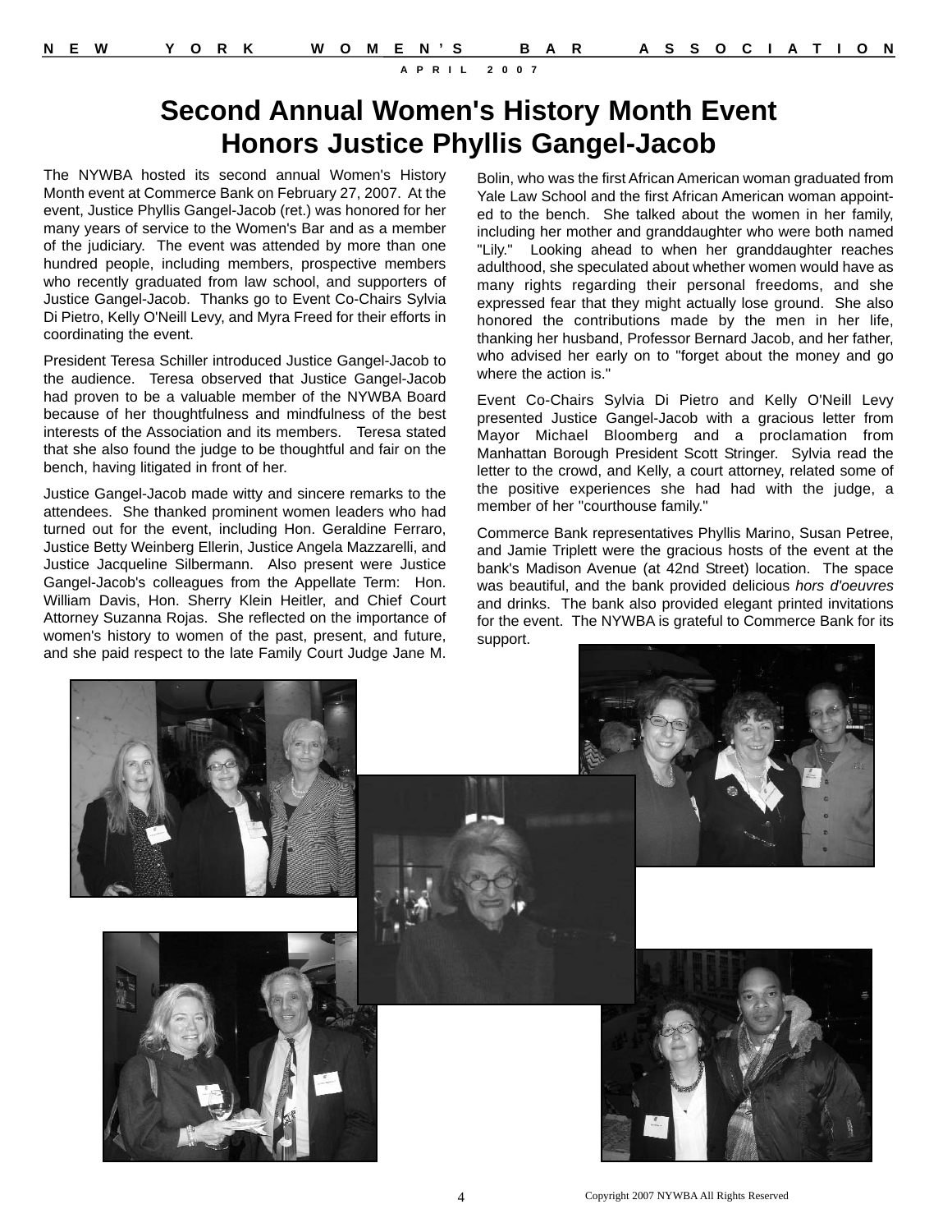# Second Annual Women's History Month Event Honors Justice Phyllis Gangel-Jacob

The NYWBA hosted its second annual Women's History Month event at Commerce Bank on February 27, 2007. At the event, Justice Phyllis Gangel-Jacob (ret.) was honored for her many years of service to the Women's Bar and as a member of the judiciary. The event was attended by more than one hundred people, including members, prospective members who recently graduated from law school, and supporters of Justice Gangel-Jacob. Thanks go to Event Co-Chairs Sylvia Di Pietro, Kelly O'Neill Levy, and Myra Freed for their efforts in coordinating the event.

President Teresa Schiller introduced Justice Gangel-Jacob to the audience. Teresa observed that Justice Gangel-Jacob had proven to be a valuable member of the NYWBA Board because of her thoughtfulness and mindfulness of the best interests of the Association and its members. Teresa stated that she also found the judge to be thoughtful and fair on the bench, having litigated in front of her.

Justice Gangel-Jacob made witty and sincere remarks to the attendees. She thanked prominent women leaders who had turned out for the event, including Hon. Geraldine Ferraro, Justice Betty Weinberg Ellerin, Justice Angela Mazzarelli, and Justice Jacqueline Silbermann. Also present were Justice Gangel-Jacob's colleagues from the Appellate Term: Hon. William Davis, Hon. Sherry Klein Heitler, and Chief Court Attorney Suzanna Rojas. She reflected on the importance of women's history to women of the past, present, and future, and she paid respect to the late Family Court Judge Jane M. Bolin, who was the first African American woman graduated from Yale Law School and the first African American woman appointed to the bench. She talked about the women in her family, including her mother and granddaughter who were both named "Lily." Looking ahead to when her granddaughter reaches adulthood, she speculated about whether women would have as many rights regarding their personal freedoms, and she expressed fear that they might actually lose ground. She also honored the contributions made by the men in her life, thanking her husband, Professor Bernard Jacob, and her father, who advised her early on to "forget about the money and go where the action is."

Event Co-Chairs Sylvia Di Pietro and Kelly O'Neill Levy presented Justice Gangel-Jacob with a gracious letter from Mayor Michael Bloomberg and a proclamation from Manhattan Borough President Scott Stringer. Sylvia read the letter to the crowd, and Kelly, a court attorney, related some of the positive experiences she had had with the judge, a member of her "courthouse family."

Commerce Bank representatives Phyllis Marino, Susan Petree, and Jamie Triplett were the gracious hosts of the event at the bank's Madison Avenue (at 42nd Street) location. The space was beautiful, and the bank provided delicious *hors d'oeuvres* and drinks. The bank also provided elegant printed invitations for the event. The NYWBA is grateful to Commerce Bank for its support.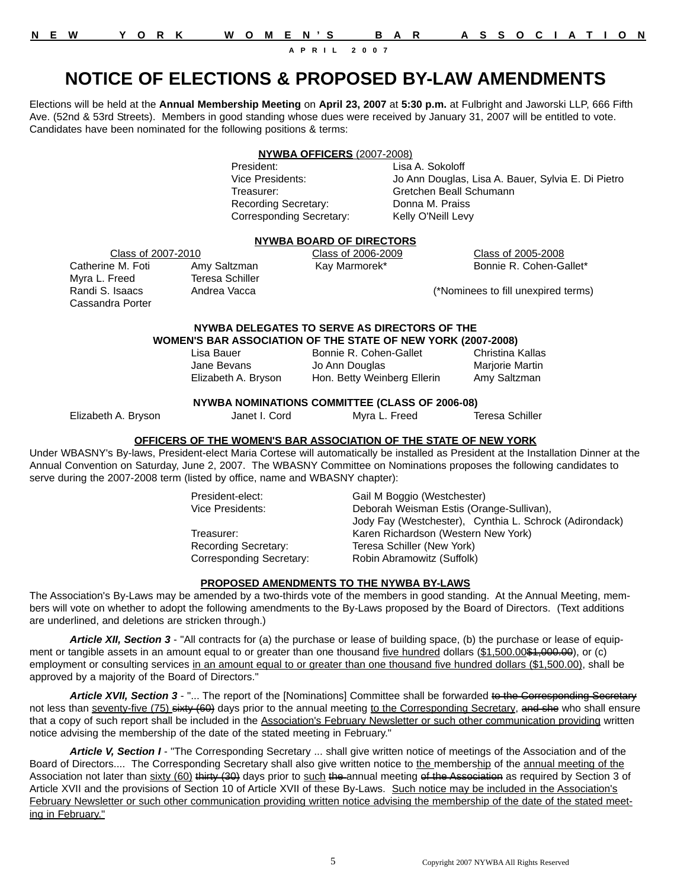# NOTICE OF ELECTIONS & PROPOSED BY-LAW AMENDMENTS

Elections will be held at the **Annual Membership Meeting** on **April 23, 2007** at **5:30 p.m.** at Fulbright and Jaworski LLP, 666 Fifth Ave. (52nd & 53rd Streets). Members in good standing whose dues were received by January 31, 2007 will be entitled to vote. Candidates have been nominated for the following positions & terms:

### NYWBA OFFICERS (2007-2008)

| | |
|---|---|
| President: | Lisa A. Sokoloff |
| Vice Presidents: | Jo Ann Douglas, Lisa A. Bauer, Sylvia E. Di Pietro |
| Treasurer: | Gretchen Beall Schumann |
| Recording Secretary: | Donna M. Praiss |
| Corresponding Secretary: | Kelly O'Neill Levy |

### NYWBA BOARD OF DIRECTORS

| Class of 2007-2010 | | Class of 2006-2009 | Class of 2005-2008 |
|---|---|---|---|
| Catherine M. Foti | Amy Saltzman | Kay Marmorek* | Bonnie R. Cohen-Gallet* |
| Myra L. Freed | Teresa Schiller | | |
| Randi S. Isaacs | Andrea Vacca | | |
| Cassandra Porter | | | |

(*Nominees to fill unexpired terms)

### NYWBA DELEGATES TO SERVE AS DIRECTORS OF THE WOMEN'S BAR ASSOCIATION OF THE STATE OF NEW YORK (2007-2008)

| | | |
|---|---|---|
| Lisa Bauer | Bonnie R. Cohen-Gallet | Christina Kallas |
| Jane Bevans | Jo Ann Douglas | Marjorie Martin |
| Elizabeth A. Bryson | Hon. Betty Weinberg Ellerin | Amy Saltzman |

### NYWBA NOMINATIONS COMMITTEE (CLASS OF 2006-08)

Elizabeth A. Bryson, Janet I. Cord, Myra L. Freed, Teresa Schiller

### OFFICERS OF THE WOMEN'S BAR ASSOCIATION OF THE STATE OF NEW YORK

Under WBASNY's By-laws, President-elect Maria Cortese will automatically be installed as President at the Installation Dinner at the Annual Convention on Saturday, June 2, 2007. The WBASNY Committee on Nominations proposes the following candidates to serve during the 2007-2008 term (listed by office, name and WBASNY chapter):

| | |
|---|---|
| President-elect: | Gail M Boggio (Westchester) |
| Vice Presidents: | Deborah Weisman Estis (Orange-Sullivan), Jody Fay (Westchester), Cynthia L. Schrock (Adirondack) |
| Treasurer: | Karen Richardson (Western New York) |
| Recording Secretary: | Teresa Schiller (New York) |
| Corresponding Secretary: | Robin Abramowitz (Suffolk) |

### PROPOSED AMENDMENTS TO THE NYWBA BY-LAWS

The Association's By-Laws may be amended by a two-thirds vote of the members in good standing. At the Annual Meeting, members will vote on whether to adopt the following amendments to the By-Laws proposed by the Board of Directors. (Text additions are underlined, and deletions are stricken through.)

***Article XII, Section 3*** - "All contracts for (a) the purchase or lease of building space, (b) the purchase or lease of equipment or tangible assets in an amount equal to or greater than one thousand <u>five hundred</u> dollars (<u>$1,500.00</u>~~$1,000.00~~), or (c) employment or consulting services <u>in an amount equal to or greater than one thousand five hundred dollars ($1,500.00)</u>, shall be approved by a majority of the Board of Directors."

***Article XVII, Section 3*** - "... The report of the [Nominations] Committee shall be forwarded ~~to the Corresponding Secretary~~ not less than <u>seventy-five (75)</u> ~~sixty (60)~~ days prior to the annual meeting <u>to the Corresponding Secretary</u>, ~~and she~~ who shall ensure that a copy of such report shall be included in the <u>Association's February Newsletter or such other communication providing</u> written notice advising the membership of the date of the stated meeting in February."

***Article V, Section I*** - "The Corresponding Secretary ... shall give written notice of meetings of the Association and of the Board of Directors.... The Corresponding Secretary shall also give written notice to <u>the</u> members<u>hip</u> of the <u>annual meeting of the</u> Association not later than <u>sixty (60)</u> ~~thirty (30)~~ days prior to <u>such</u> ~~the~~ annual meeting ~~of the Association~~ as required by Section 3 of Article XVII and the provisions of Section 10 of Article XVII of these By-Laws. <u>Such notice may be included in the Association's February Newsletter or such other communication providing written notice advising the membership of the date of the stated meeting in February."</u>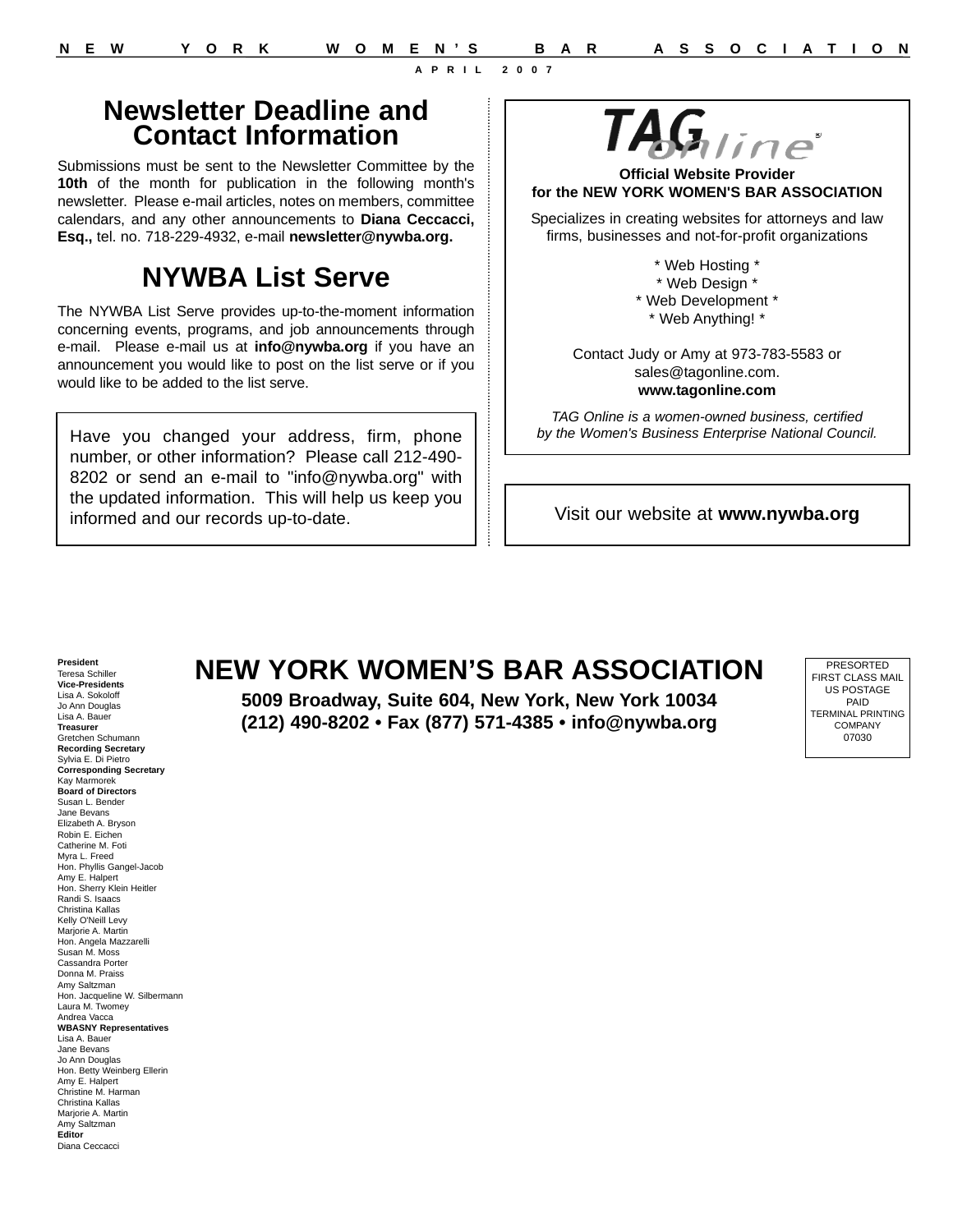## Newsletter Deadline and Contact Information

Submissions must be sent to the Newsletter Committee by the **10th** of the month for publication in the following month's newsletter. Please e-mail articles, notes on members, committee calendars, and any other announcements to **Diana Ceccacci, Esq.,** tel. no. 718-229-4932, e-mail **newsletter@nywba.org.**

## NYWBA List Serve

The NYWBA List Serve provides up-to-the-moment information concerning events, programs, and job announcements through e-mail. Please e-mail us at **info@nywba.org** if you have an announcement you would like to post on the list serve or if you would like to be added to the list serve.

Have you changed your address, firm, phone number, or other information? Please call 212-490-8202 or send an e-mail to "info@nywba.org" with the updated information. This will help us keep you informed and our records up-to-date.

TAG online

**Official Website Provider**
**for the NEW YORK WOMEN'S BAR ASSOCIATION**

Specializes in creating websites for attorneys and law firms, businesses and not-for-profit organizations

* Web Hosting *
* Web Design *
* Web Development *
* Web Anything! *

Contact Judy or Amy at 973-783-5583 or sales@tagonline.com.
**www.tagonline.com**

*TAG Online is a women-owned business, certified by the Women's Business Enterprise National Council.*

Visit our website at **www.nywba.org**

**President**
Teresa Schiller
**Vice-Presidents**
Lisa A. Sokoloff
Jo Ann Douglas
Lisa A. Bauer
**Treasurer**
Gretchen Schumann
**Recording Secretary**
Sylvia E. Di Pietro
**Corresponding Secretary**
Kay Marmorek
**Board of Directors**
Susan L. Bender
Jane Bevans
Elizabeth A. Bryson
Robin E. Eichen
Catherine M. Foti
Myra L. Freed
Hon. Phyllis Gangel-Jacob
Amy E. Halpert
Hon. Sherry Klein Heitler
Randi S. Isaacs
Christina Kallas
Kelly O'Neill Levy
Marjorie A. Martin
Hon. Angela Mazzarelli
Susan M. Moss
Cassandra Porter
Donna M. Praiss
Amy Saltzman
Hon. Jacqueline W. Silbermann
Laura M. Twomey
Andrea Vacca
**WBASNY Representatives**
Lisa A. Bauer
Jane Bevans
Jo Ann Douglas
Hon. Betty Weinberg Ellerin
Amy E. Halpert
Christine M. Harman
Christina Kallas
Marjorie A. Martin
Amy Saltzman
**Editor**
Diana Ceccacci

## NEW YORK WOMEN'S BAR ASSOCIATION

**5009 Broadway, Suite 604, New York, New York 10034**
**(212) 490-8202 • Fax (877) 571-4385 • info@nywba.org**

PRESORTED
FIRST CLASS MAIL
US POSTAGE
PAID
TERMINAL PRINTING
COMPANY
07030